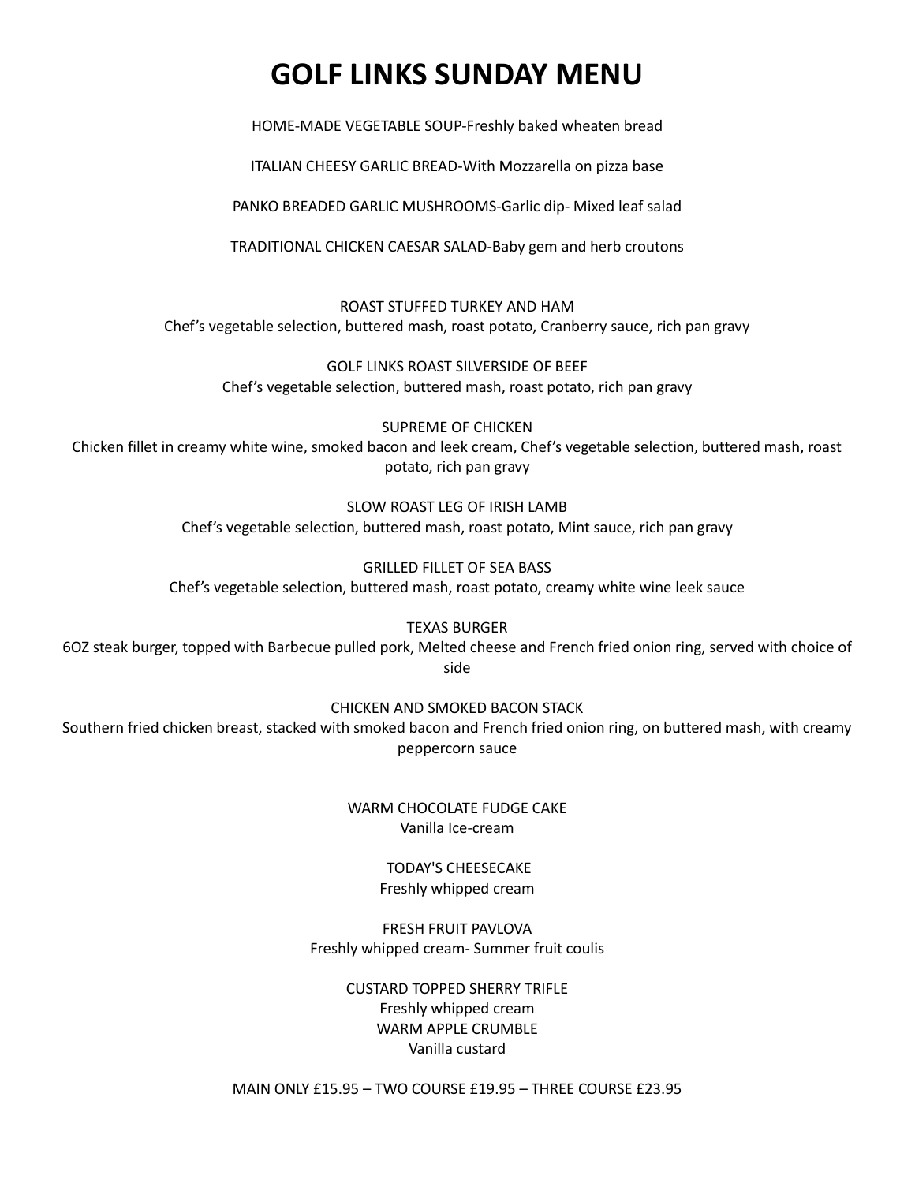# GOLF LINKS SUNDAY MENU

HOME-MADE VEGETABLE SOUP-Freshly baked wheaten bread

ITALIAN CHEESY GARLIC BREAD-With Mozzarella on pizza base

PANKO BREADED GARLIC MUSHROOMS-Garlic dip- Mixed leaf salad

TRADITIONAL CHICKEN CAESAR SALAD-Baby gem and herb croutons

ROAST STUFFED TURKEY AND HAM
Chef's vegetable selection, buttered mash, roast potato, Cranberry sauce, rich pan gravy

GOLF LINKS ROAST SILVERSIDE OF BEEF
Chef's vegetable selection, buttered mash, roast potato, rich pan gravy

SUPREME OF CHICKEN
Chicken fillet in creamy white wine, smoked bacon and leek cream, Chef's vegetable selection, buttered mash, roast potato, rich pan gravy

SLOW ROAST LEG OF IRISH LAMB
Chef's vegetable selection, buttered mash, roast potato, Mint sauce, rich pan gravy

GRILLED FILLET OF SEA BASS
Chef's vegetable selection, buttered mash, roast potato, creamy white wine leek sauce

TEXAS BURGER
6OZ steak burger, topped with Barbecue pulled pork, Melted cheese and French fried onion ring, served with choice of side

CHICKEN AND SMOKED BACON STACK
Southern fried chicken breast, stacked with smoked bacon and French fried onion ring, on buttered mash, with creamy peppercorn sauce

WARM CHOCOLATE FUDGE CAKE
Vanilla Ice-cream

TODAY'S CHEESECAKE
Freshly whipped cream

FRESH FRUIT PAVLOVA
Freshly whipped cream- Summer fruit coulis

CUSTARD TOPPED SHERRY TRIFLE
Freshly whipped cream
WARM APPLE CRUMBLE
Vanilla custard

MAIN ONLY £15.95 – TWO COURSE £19.95 – THREE COURSE £23.95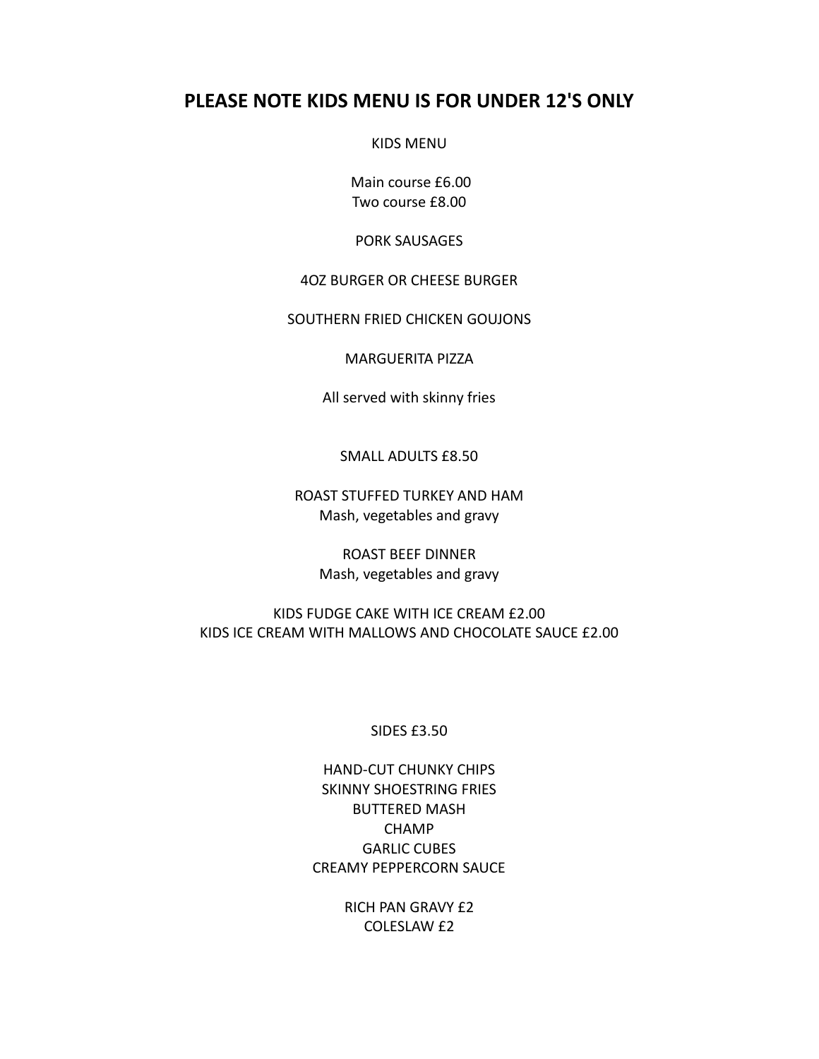## PLEASE NOTE KIDS MENU IS FOR UNDER 12'S ONLY

KIDS MENU

Main course £6.00
Two course £8.00

PORK SAUSAGES

4OZ BURGER OR CHEESE BURGER

SOUTHERN FRIED CHICKEN GOUJONS

MARGUERITA PIZZA

All served with skinny fries

SMALL ADULTS £8.50

ROAST STUFFED TURKEY AND HAM
Mash, vegetables and gravy

ROAST BEEF DINNER
Mash, vegetables and gravy

KIDS FUDGE CAKE WITH ICE CREAM £2.00
KIDS ICE CREAM WITH MALLOWS AND CHOCOLATE SAUCE £2.00

SIDES £3.50

HAND-CUT CHUNKY CHIPS
SKINNY SHOESTRING FRIES
BUTTERED MASH
CHAMP
GARLIC CUBES
CREAMY PEPPERCORN SAUCE

RICH PAN GRAVY £2
COLESLAW £2